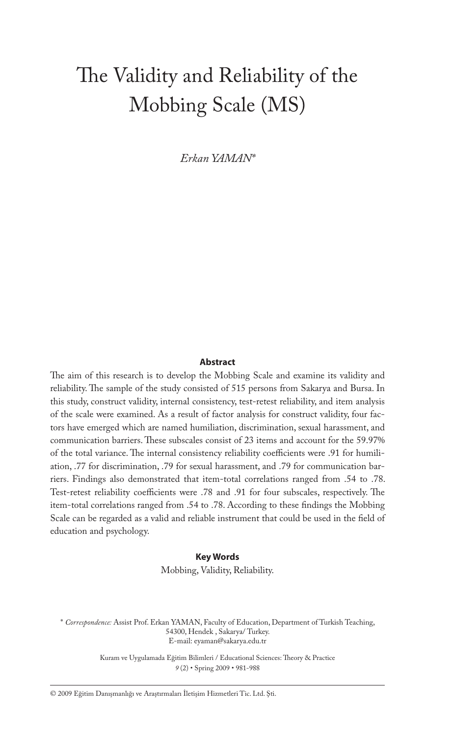# The Validity and Reliability of the Mobbing Scale (MS)

*Erkan YAMAN*\*

### Abstract

The aim of this research is to develop the Mobbing Scale and examine its validity and reliability. The sample of the study consisted of 515 persons from Sakarya and Bursa. In this study, construct validity, internal consistency, test-retest reliability, and item analysis of the scale were examined. As a result of factor analysis for construct validity, four factors have emerged which are named humiliation, discrimination, sexual harassment, and communication barriers. These subscales consist of 23 items and account for the 59.97% of the total variance. The internal consistency reliability coefficients were .91 for humiliation, .77 for discrimination, .79 for sexual harassment, and .79 for communication barriers. Findings also demonstrated that item-total correlations ranged from .54 to .78. Test-retest reliability coefficients were .78 and .91 for four subscales, respectively. The item-total correlations ranged from .54 to .78. According to these findings the Mobbing Scale can be regarded as a valid and reliable instrument that could be used in the field of education and psychology.

### Key Words

Mobbing, Validity, Reliability.

\* *Correspondence:* Assist Prof. Erkan YAMAN, Faculty of Education, Department of Turkish Teaching, 54300, Hendek , Sakarya/ Turkey.
E-mail: eyaman@sakarya.edu.tr

Kuram ve Uygulamada Eğitim Bilimleri / Educational Sciences: Theory & Practice
*9* (2) • Spring 2009 • 981-988

© 2009 Eğitim Danışmanlığı ve Araştırmaları İletişim Hizmetleri Tic. Ltd. Şti.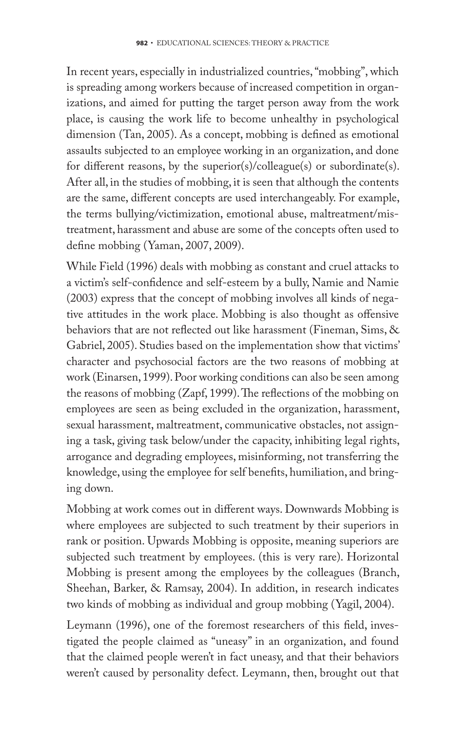In recent years, especially in industrialized countries, "mobbing", which is spreading among workers because of increased competition in organizations, and aimed for putting the target person away from the work place, is causing the work life to become unhealthy in psychological dimension (Tan, 2005). As a concept, mobbing is defined as emotional assaults subjected to an employee working in an organization, and done for different reasons, by the superior(s)/colleague(s) or subordinate(s). After all, in the studies of mobbing, it is seen that although the contents are the same, different concepts are used interchangeably. For example, the terms bullying/victimization, emotional abuse, maltreatment/mistreatment, harassment and abuse are some of the concepts often used to define mobbing (Yaman, 2007, 2009).

While Field (1996) deals with mobbing as constant and cruel attacks to a victim's self-confidence and self-esteem by a bully, Namie and Namie (2003) express that the concept of mobbing involves all kinds of negative attitudes in the work place. Mobbing is also thought as offensive behaviors that are not reflected out like harassment (Fineman, Sims, & Gabriel, 2005). Studies based on the implementation show that victims' character and psychosocial factors are the two reasons of mobbing at work (Einarsen, 1999). Poor working conditions can also be seen among the reasons of mobbing (Zapf, 1999). The reflections of the mobbing on employees are seen as being excluded in the organization, harassment, sexual harassment, maltreatment, communicative obstacles, not assigning a task, giving task below/under the capacity, inhibiting legal rights, arrogance and degrading employees, misinforming, not transferring the knowledge, using the employee for self benefits, humiliation, and bringing down.

Mobbing at work comes out in different ways. Downwards Mobbing is where employees are subjected to such treatment by their superiors in rank or position. Upwards Mobbing is opposite, meaning superiors are subjected such treatment by employees. (this is very rare). Horizontal Mobbing is present among the employees by the colleagues (Branch, Sheehan, Barker, & Ramsay, 2004). In addition, in research indicates two kinds of mobbing as individual and group mobbing (Yagil, 2004).

Leymann (1996), one of the foremost researchers of this field, investigated the people claimed as "uneasy" in an organization, and found that the claimed people weren't in fact uneasy, and that their behaviors weren't caused by personality defect. Leymann, then, brought out that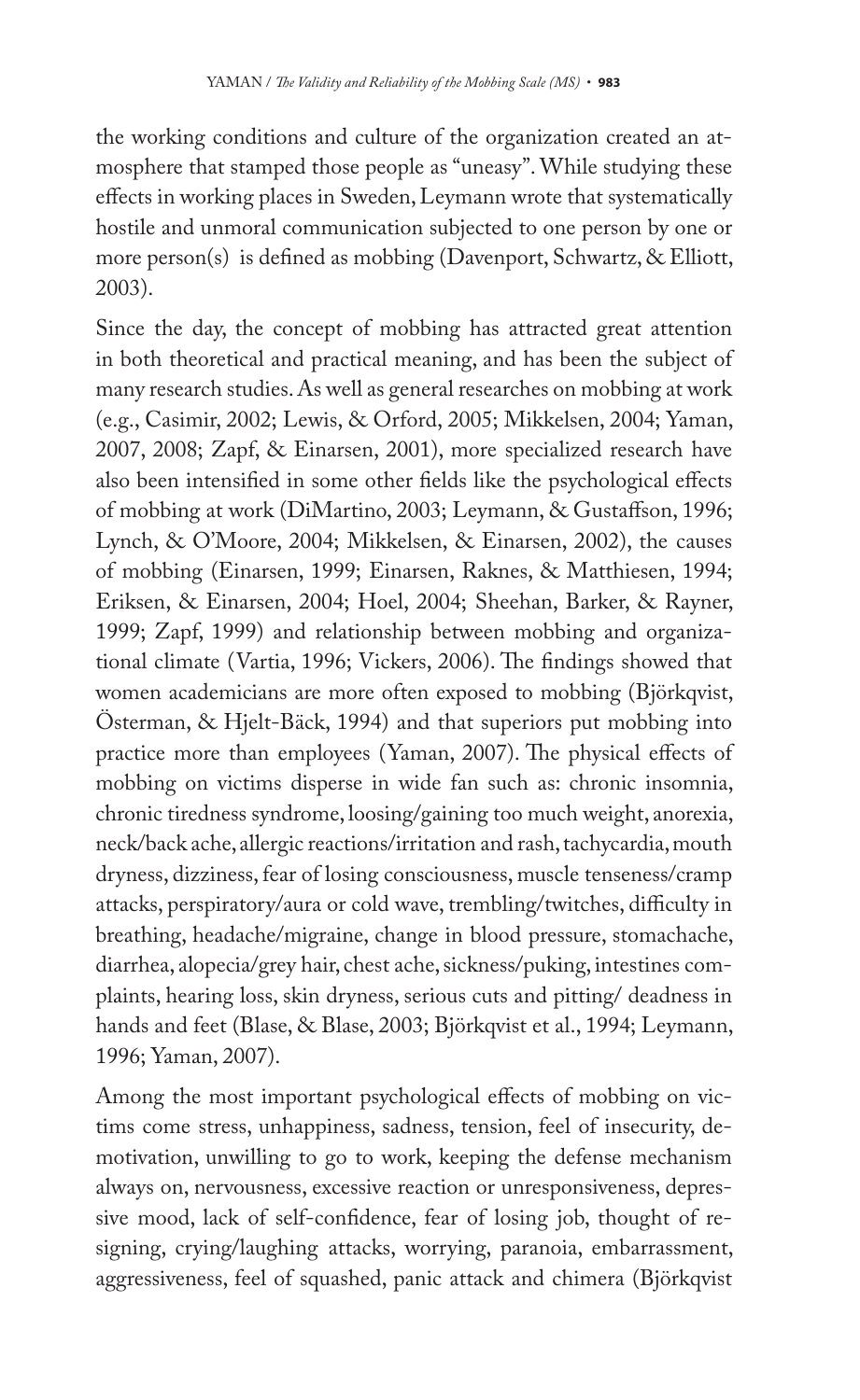the working conditions and culture of the organization created an atmosphere that stamped those people as "uneasy". While studying these effects in working places in Sweden, Leymann wrote that systematically hostile and unmoral communication subjected to one person by one or more person(s) is defined as mobbing (Davenport, Schwartz, & Elliott, 2003).

Since the day, the concept of mobbing has attracted great attention in both theoretical and practical meaning, and has been the subject of many research studies. As well as general researches on mobbing at work (e.g., Casimir, 2002; Lewis, & Orford, 2005; Mikkelsen, 2004; Yaman, 2007, 2008; Zapf, & Einarsen, 2001), more specialized research have also been intensified in some other fields like the psychological effects of mobbing at work (DiMartino, 2003; Leymann, & Gustaffson, 1996; Lynch, & O'Moore, 2004; Mikkelsen, & Einarsen, 2002), the causes of mobbing (Einarsen, 1999; Einarsen, Raknes, & Matthiesen, 1994; Eriksen, & Einarsen, 2004; Hoel, 2004; Sheehan, Barker, & Rayner, 1999; Zapf, 1999) and relationship between mobbing and organizational climate (Vartia, 1996; Vickers, 2006). The findings showed that women academicians are more often exposed to mobbing (Björkqvist, Österman, & Hjelt-Bäck, 1994) and that superiors put mobbing into practice more than employees (Yaman, 2007). The physical effects of mobbing on victims disperse in wide fan such as: chronic insomnia, chronic tiredness syndrome, loosing/gaining too much weight, anorexia, neck/back ache, allergic reactions/irritation and rash, tachycardia, mouth dryness, dizziness, fear of losing consciousness, muscle tenseness/cramp attacks, perspiratory/aura or cold wave, trembling/twitches, difficulty in breathing, headache/migraine, change in blood pressure, stomachache, diarrhea, alopecia/grey hair, chest ache, sickness/puking, intestines complaints, hearing loss, skin dryness, serious cuts and pitting/ deadness in hands and feet (Blase, & Blase, 2003; Björkqvist et al., 1994; Leymann, 1996; Yaman, 2007).

Among the most important psychological effects of mobbing on victims come stress, unhappiness, sadness, tension, feel of insecurity, demotivation, unwilling to go to work, keeping the defense mechanism always on, nervousness, excessive reaction or unresponsiveness, depressive mood, lack of self-confidence, fear of losing job, thought of resigning, crying/laughing attacks, worrying, paranoia, embarrassment, aggressiveness, feel of squashed, panic attack and chimera (Björkqvist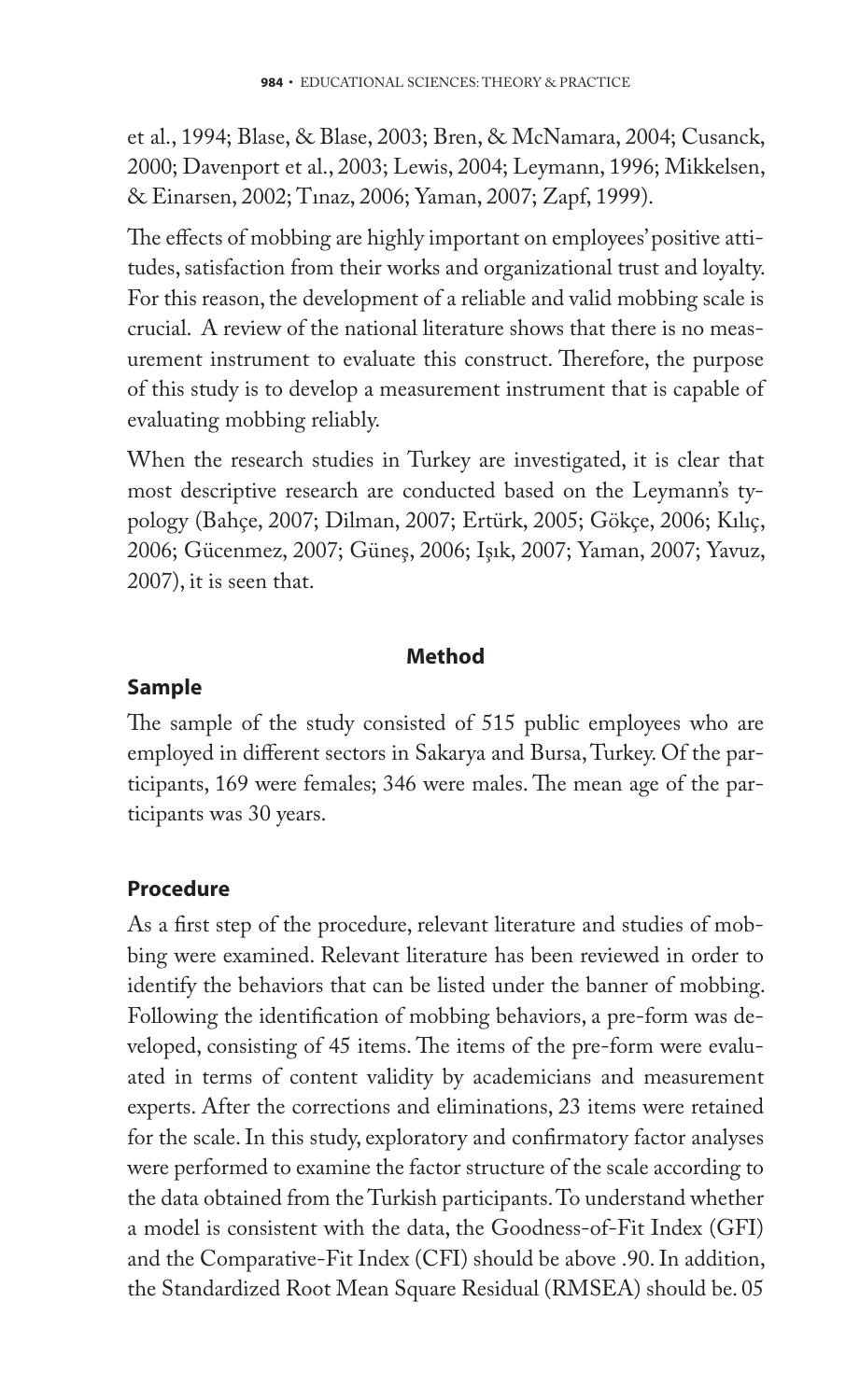et al., 1994; Blase, & Blase, 2003; Bren, & McNamara, 2004; Cusanck, 2000; Davenport et al., 2003; Lewis, 2004; Leymann, 1996; Mikkelsen, & Einarsen, 2002; Tınaz, 2006; Yaman, 2007; Zapf, 1999).

The effects of mobbing are highly important on employees' positive attitudes, satisfaction from their works and organizational trust and loyalty. For this reason, the development of a reliable and valid mobbing scale is crucial. A review of the national literature shows that there is no measurement instrument to evaluate this construct. Therefore, the purpose of this study is to develop a measurement instrument that is capable of evaluating mobbing reliably.

When the research studies in Turkey are investigated, it is clear that most descriptive research are conducted based on the Leymann's typology (Bahçe, 2007; Dilman, 2007; Ertürk, 2005; Gökçe, 2006; Kılıç, 2006; Gücenmez, 2007; Güneş, 2006; Işık, 2007; Yaman, 2007; Yavuz, 2007), it is seen that.

## Method

### Sample

The sample of the study consisted of 515 public employees who are employed in different sectors in Sakarya and Bursa, Turkey. Of the participants, 169 were females; 346 were males. The mean age of the participants was 30 years.

### Procedure

As a first step of the procedure, relevant literature and studies of mobbing were examined. Relevant literature has been reviewed in order to identify the behaviors that can be listed under the banner of mobbing. Following the identification of mobbing behaviors, a pre-form was developed, consisting of 45 items. The items of the pre-form were evaluated in terms of content validity by academicians and measurement experts. After the corrections and eliminations, 23 items were retained for the scale. In this study, exploratory and confirmatory factor analyses were performed to examine the factor structure of the scale according to the data obtained from the Turkish participants. To understand whether a model is consistent with the data, the Goodness-of-Fit Index (GFI) and the Comparative-Fit Index (CFI) should be above .90. In addition, the Standardized Root Mean Square Residual (RMSEA) should be. 05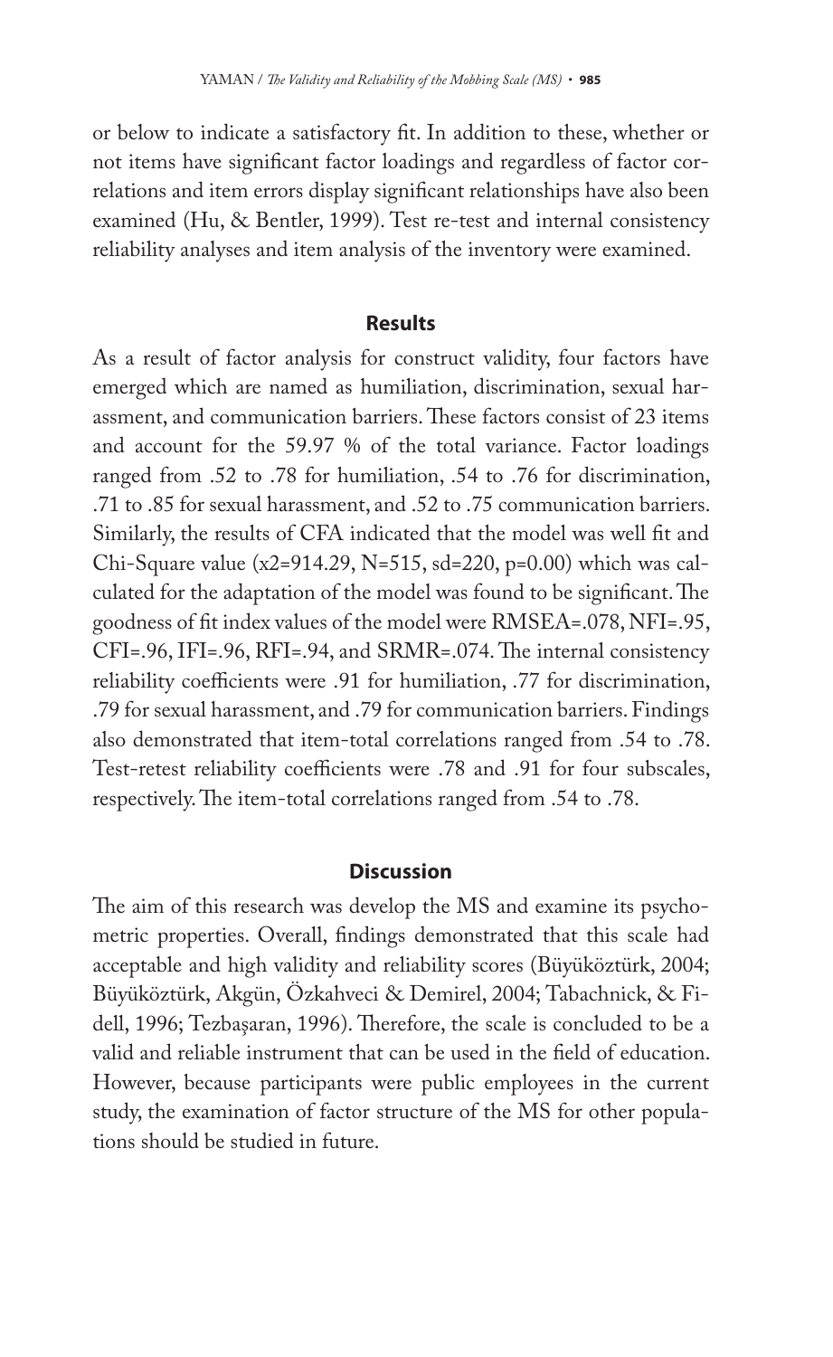or below to indicate a satisfactory fit. In addition to these, whether or not items have significant factor loadings and regardless of factor correlations and item errors display significant relationships have also been examined (Hu, & Bentler, 1999). Test re-test and internal consistency reliability analyses and item analysis of the inventory were examined.

## Results

As a result of factor analysis for construct validity, four factors have emerged which are named as humiliation, discrimination, sexual harassment, and communication barriers. These factors consist of 23 items and account for the 59.97 % of the total variance. Factor loadings ranged from .52 to .78 for humiliation, .54 to .76 for discrimination, .71 to .85 for sexual harassment, and .52 to .75 communication barriers. Similarly, the results of CFA indicated that the model was well fit and Chi-Square value ($x2=914.29$, $N=515$, $sd=220$, $p=0.00$) which was calculated for the adaptation of the model was found to be significant. The goodness of fit index values of the model were RMSEA=.078, NFI=.95, CFI=.96, IFI=.96, RFI=.94, and SRMR=.074. The internal consistency reliability coefficients were .91 for humiliation, .77 for discrimination, .79 for sexual harassment, and .79 for communication barriers. Findings also demonstrated that item-total correlations ranged from .54 to .78. Test-retest reliability coefficients were .78 and .91 for four subscales, respectively. The item-total correlations ranged from .54 to .78.

## Discussion

The aim of this research was develop the MS and examine its psychometric properties. Overall, findings demonstrated that this scale had acceptable and high validity and reliability scores (Büyüköztürk, 2004; Büyüköztürk, Akgün, Özkahveci & Demirel, 2004; Tabachnick, & Fidell, 1996; Tezbaşaran, 1996). Therefore, the scale is concluded to be a valid and reliable instrument that can be used in the field of education. However, because participants were public employees in the current study, the examination of factor structure of the MS for other populations should be studied in future.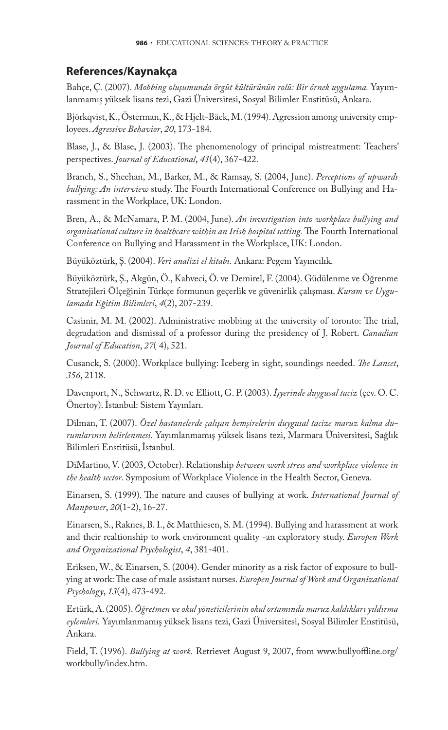## References/Kaynakça

Bahçe, Ç. (2007). *Mobbing oluşumunda örgüt kültürünün rolü: Bir örnek uygulama.* Yayımlanmamış yüksek lisans tezi, Gazi Üniversitesi, Sosyal Bilimler Enstitüsü, Ankara.

Björkqvist, K., Österman, K., & Hjelt-Bäck, M. (1994). Agression among university employees. *Agressive Behavior*, *20*, 173-184.

Blase, J., & Blase, J. (2003). The phenomenology of principal mistreatment: Teachers' perspectives. *Journal of Educational*, *41*(4), 367-422.

Branch, S., Sheehan, M., Barker, M., & Ramsay, S. (2004, June). *Perceptions of upwards bullying: An interview* study. The Fourth International Conference on Bullying and Harassment in the Workplace, UK: London.

Bren, A., & McNamara, P. M. (2004, June). *An investigation into workplace bullying and organisational culture in healthcare within an Irish hospital setting.* The Fourth International Conference on Bullying and Harassment in the Workplace, UK: London.

Büyüköztürk, Ş. (2004). *Veri analizi el kitabı.* Ankara: Pegem Yayıncılık.

Büyüköztürk, Ş., Akgün, Ö., Kahveci, Ö. ve Demirel, F. (2004). Güdülenme ve Öğrenme Stratejileri Ölçeğinin Türkçe formunun geçerlik ve güvenirlik çalışması. *Kuram ve Uygulamada Eğitim Bilimleri*, *4*(2), 207-239.

Casimir, M. M. (2002). Administrative mobbing at the university of toronto: The trial, degradation and dismissal of a professor during the presidency of J. Robert. *Canadian Journal of Education*, *27*( 4), 521.

Cusanck, S. (2000). Workplace bullying: Iceberg in sight, soundings needed. *The Lancet*, *356*, 2118.

Davenport, N., Schwartz, R. D. ve Elliott, G. P. (2003). *İşyerinde duygusal taciz* (çev. O. C. Önertoy). İstanbul: Sistem Yayınları.

Dilman, T. (2007). *Özel hastanelerde çalışan hemşirelerin duygusal tacize maruz kalma durumlarının belirlenmesi.* Yayımlanmamış yüksek lisans tezi, Marmara Üniversitesi, Sağlık Bilimleri Enstitüsü, İstanbul.

DiMartino, V. (2003, October). Relationship *between work stress and workplace violence in the health sector*. Symposium of Workplace Violence in the Health Sector, Geneva.

Einarsen, S. (1999). The nature and causes of bullying at work. *International Journal of Manpower*, *20*(1-2), 16-27.

Einarsen, S., Raknes, B. I., & Matthiesen, S. M. (1994). Bullying and harassment at work and their realtionship to work environment quality -an exploratory study. *Europen Work and Organizational Psychologist*, *4*, 381-401.

Eriksen, W., & Einarsen, S. (2004). Gender minority as a risk factor of exposure to bullying at work: The case of male assistant nurses. *Europen Journal of Work and Organizational Psychology*, *13*(4), 473-492.

Ertürk, A. (2005). *Öğretmen ve okul yöneticilerinin okul ortamında maruz kaldıkları yıldırma eylemleri.* Yayımlanmamış yüksek lisans tezi, Gazi Üniversitesi, Sosyal Bilimler Enstitüsü, Ankara.

Field, T. (1996). *Bullying at work.* Retrievet August 9, 2007, from www.bullyoffline.org/workbully/index.htm.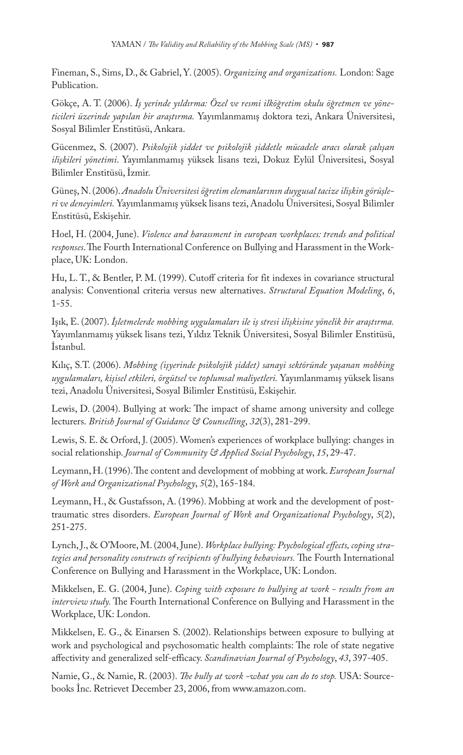Fineman, S., Sims, D., & Gabriel, Y. (2005). *Organizing and organizations.* London: Sage Publication.

Gökçe, A. T. (2006). *İş yerinde yıldırma: Özel ve resmi ilköğretim okulu öğretmen ve yöneticileri üzerinde yapılan bir araştırma.* Yayımlanmamış doktora tezi, Ankara Üniversitesi, Sosyal Bilimler Enstitüsü, Ankara.

Gücenmez, S. (2007). *Psikolojik şiddet ve psikolojik şiddetle mücadele aracı olarak çalışan ilişkileri yönetimi*. Yayımlanmamış yüksek lisans tezi, Dokuz Eylül Üniversitesi, Sosyal Bilimler Enstitüsü, İzmir.

Güneş, N. (2006). *Anadolu Üniversitesi öğretim elemanlarının duygusal tacize ilişkin görüşleri ve deneyimleri.* Yayımlanmamış yüksek lisans tezi, Anadolu Üniversitesi, Sosyal Bilimler Enstitüsü, Eskişehir.

Hoel, H. (2004, June). *Violence and harassment in european workplaces: trends and political responses*. The Fourth International Conference on Bullying and Harassment in the Workplace, UK: London.

Hu, L. T., & Bentler, P. M. (1999). Cutoff criteria for fit indexes in covariance structural analysis: Conventional criteria versus new alternatives. *Structural Equation Modeling*, *6*, 1-55.

Işık, E. (2007). *İşletmelerde mobbing uygulamaları ile iş stresi ilişkisine yönelik bir araştırma.* Yayımlanmamış yüksek lisans tezi, Yıldız Teknik Üniversitesi, Sosyal Bilimler Enstitüsü, İstanbul.

Kılıç, S.T. (2006). *Mobbing (işyerinde psikolojik şiddet) sanayi sektöründe yaşanan mobbing uygulamaları, kişisel etkileri, örgütsel ve toplumsal maliyetleri.* Yayımlanmamış yüksek lisans tezi, Anadolu Üniversitesi, Sosyal Bilimler Enstitüsü, Eskişehir.

Lewis, D. (2004). Bullying at work: The impact of shame among university and college lecturers. *British Journal of Guidance & Counselling*, *32*(3), 281-299.

Lewis, S. E. & Orford, J. (2005). Women's experiences of workplace bullying: changes in social relationship. *Journal of Community & Applied Social Psychology*, *15*, 29-47.

Leymann, H. (1996). The content and development of mobbing at work. *European Journal of Work and Organizational Psychology*, *5*(2), 165-184.

Leymann, H., & Gustafsson, A. (1996). Mobbing at work and the development of post-traumatic stres disorders. *European Journal of Work and Organizational Psychology*, *5*(2), 251-275.

Lynch, J., & O'Moore, M. (2004, June). *Workplace bullying: Psychological effects, coping strategies and personality constructs of recipients of bullying behaviours.* The Fourth International Conference on Bullying and Harassment in the Workplace, UK: London.

Mikkelsen, E. G. (2004, June). *Coping with exposure to bullying at work - results from an interview study.* The Fourth International Conference on Bullying and Harassment in the Workplace, UK: London.

Mikkelsen, E. G., & Einarsen S. (2002). Relationships between exposure to bullying at work and psychological and psychosomatic health complaints: The role of state negative affectivity and generalized self-efficacy. *Scandinavian Journal of Psychology*, *43*, 397-405.

Namie, G., & Namie, R. (2003). *The bully at work -what you can do to stop.* USA: Sourcebooks İnc. Retrievet December 23, 2006, from www.amazon.com.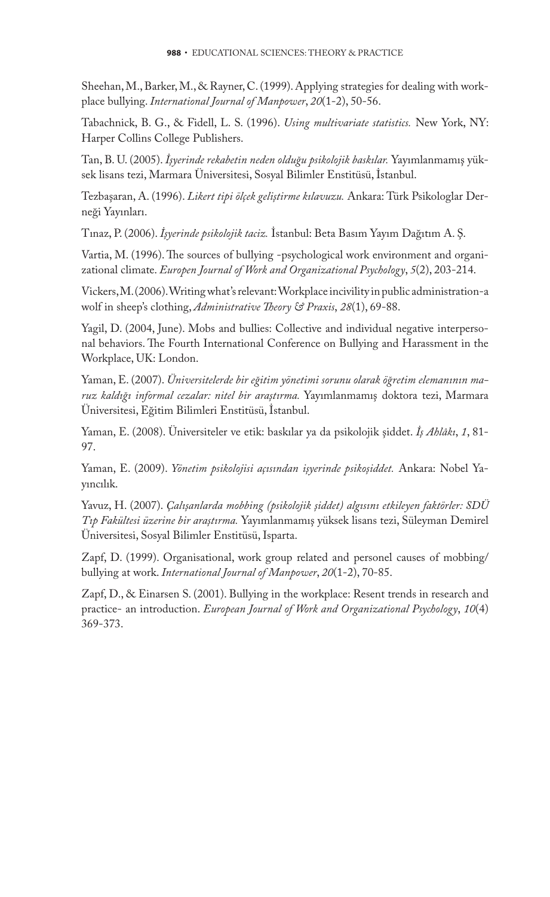Sheehan, M., Barker, M., & Rayner, C. (1999). Applying strategies for dealing with workplace bullying. *International Journal of Manpower*, *20*(1-2), 50-56.

Tabachnick, B. G., & Fidell, L. S. (1996). *Using multivariate statistics.* New York, NY: Harper Collins College Publishers.

Tan, B. U. (2005). *İşyerinde rekabetin neden olduğu psikolojik baskılar.* Yayımlanmamış yüksek lisans tezi, Marmara Üniversitesi, Sosyal Bilimler Enstitüsü, İstanbul.

Tezbaşaran, A. (1996). *Likert tipi ölçek geliştirme kılavuzu.* Ankara: Türk Psikologlar Derneği Yayınları.

Tınaz, P. (2006). *İşyerinde psikolojik taciz.* İstanbul: Beta Basım Yayım Dağıtım A. Ş.

Vartia, M. (1996). The sources of bullying -psychological work environment and organizational climate. *Europen Journal of Work and Organizational Psychology*, *5*(2), 203-214.

Vickers, M. (2006). Writing what's relevant: Workplace incivility in public administration-a wolf in sheep's clothing, *Administrative Theory & Praxis*, *28*(1), 69-88.

Yagil, D. (2004, June). Mobs and bullies: Collective and individual negative interpersonal behaviors. The Fourth International Conference on Bullying and Harassment in the Workplace, UK: London.

Yaman, E. (2007). *Üniversitelerde bir eğitim yönetimi sorunu olarak öğretim elemanının maruz kaldığı informal cezalar: nitel bir araştırma.* Yayımlanmamış doktora tezi, Marmara Üniversitesi, Eğitim Bilimleri Enstitüsü, İstanbul.

Yaman, E. (2008). Üniversiteler ve etik: baskılar ya da psikolojik şiddet. *İş Ahlâkı*, *1*, 81-97.

Yaman, E. (2009). *Yönetim psikolojisi açısından işyerinde psikoşiddet.* Ankara: Nobel Yayıncılık.

Yavuz, H. (2007). *Çalışanlarda mobbing (psikolojik şiddet) algısını etkileyen faktörler: SDÜ Tıp Fakültesi üzerine bir araştırma.* Yayımlanmamış yüksek lisans tezi, Süleyman Demirel Üniversitesi, Sosyal Bilimler Enstitüsü, Isparta.

Zapf, D. (1999). Organisational, work group related and personel causes of mobbing/bullying at work. *International Journal of Manpower*, *20*(1-2), 70-85.

Zapf, D., & Einarsen S. (2001). Bullying in the workplace: Resent trends in research and practice- an introduction. *European Journal of Work and Organizational Psychology*, *10*(4) 369-373.